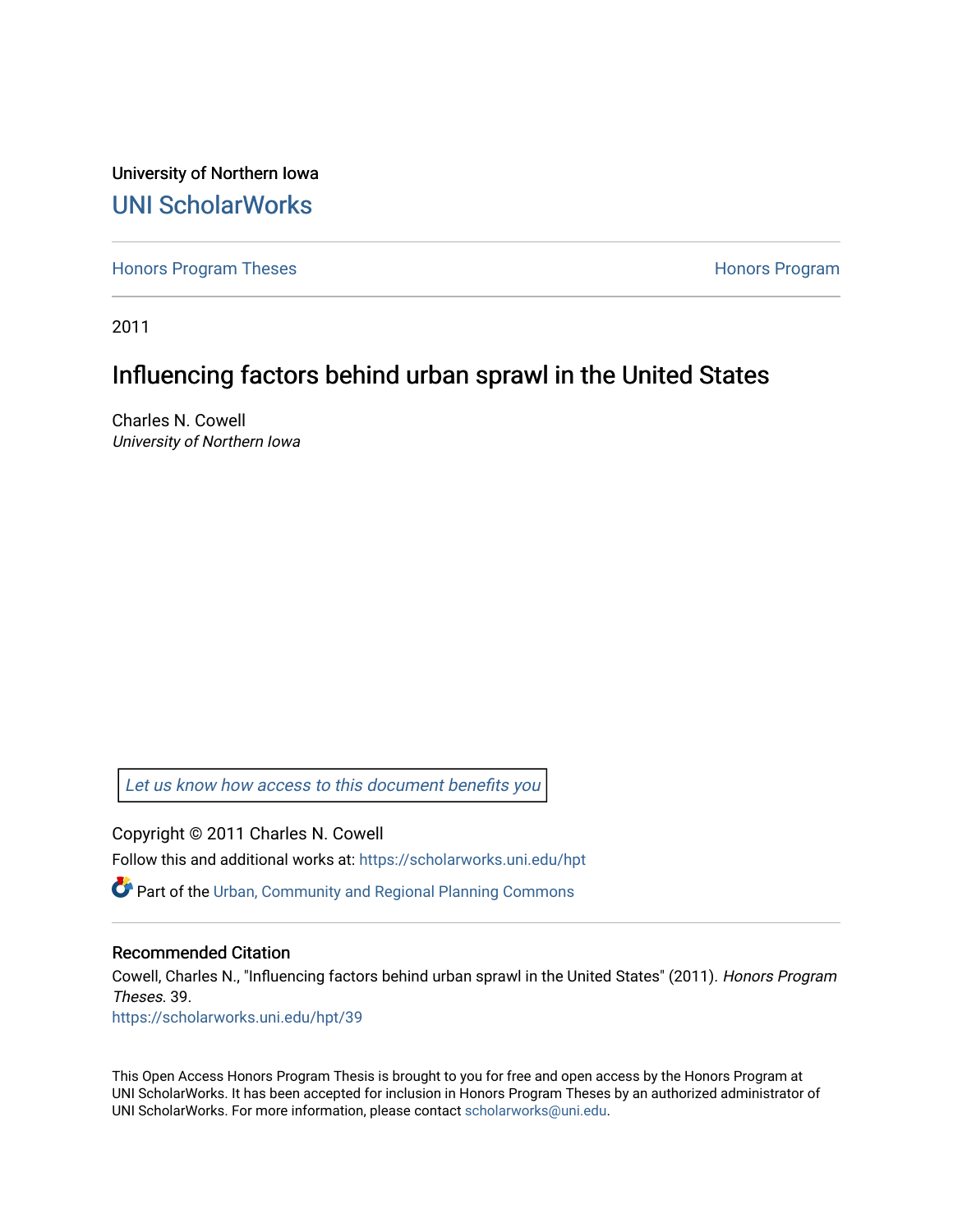University of Northern Iowa

# UNI ScholarWorks

Honors Program Theses | Honors Program

2011

# Influencing factors behind urban sprawl in the United States

Charles N. Cowell
*University of Northern Iowa*

*Let us know how access to this document benefits you*

Copyright © 2011 Charles N. Cowell

Follow this and additional works at: https://scholarworks.uni.edu/hpt

Part of the Urban, Community and Regional Planning Commons

## Recommended Citation

Cowell, Charles N., "Influencing factors behind urban sprawl in the United States" (2011). *Honors Program Theses*. 39.
https://scholarworks.uni.edu/hpt/39

This Open Access Honors Program Thesis is brought to you for free and open access by the Honors Program at UNI ScholarWorks. It has been accepted for inclusion in Honors Program Theses by an authorized administrator of UNI ScholarWorks. For more information, please contact scholarworks@uni.edu.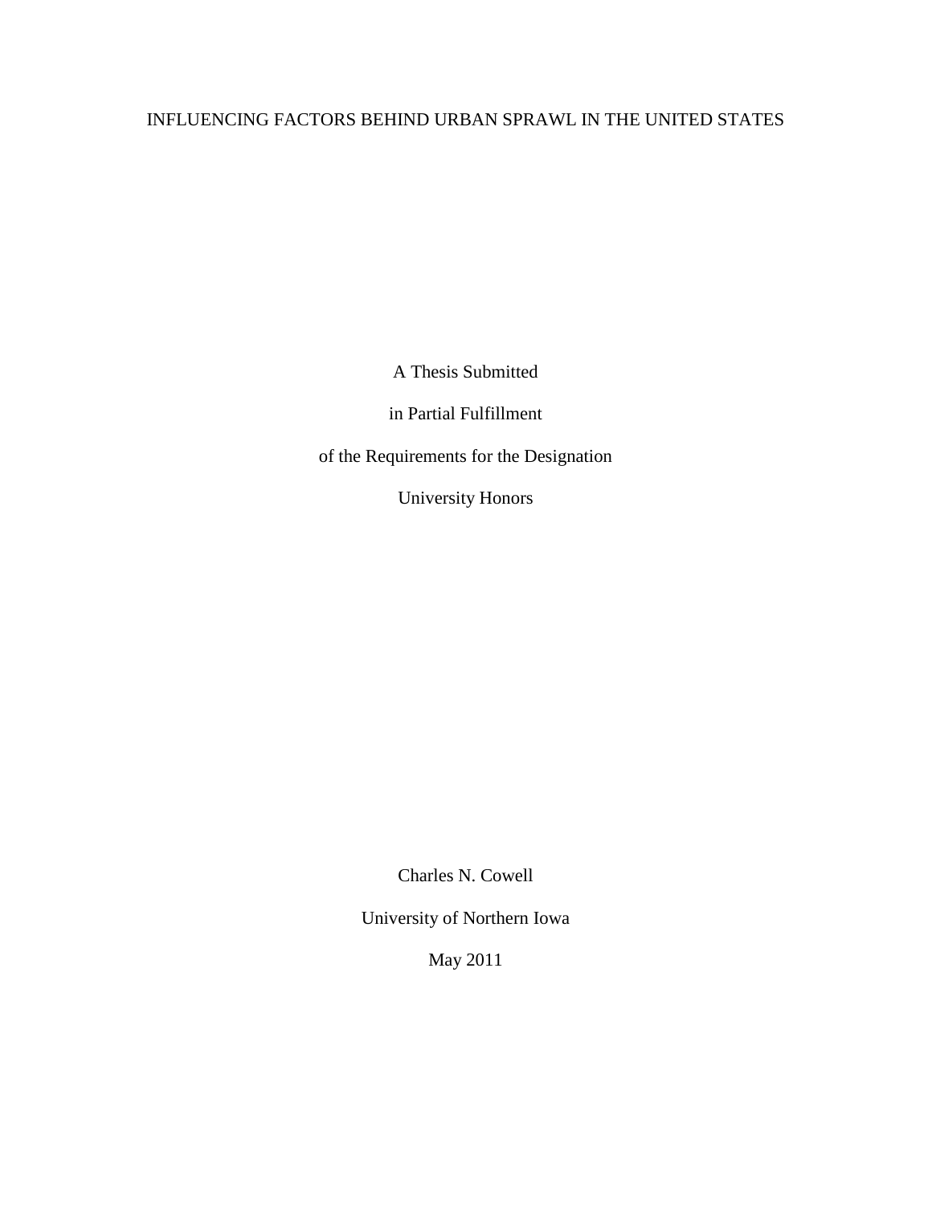# INFLUENCING FACTORS BEHIND URBAN SPRAWL IN THE UNITED STATES

A Thesis Submitted

in Partial Fulfillment

of the Requirements for the Designation

University Honors

Charles N. Cowell

University of Northern Iowa

May 2011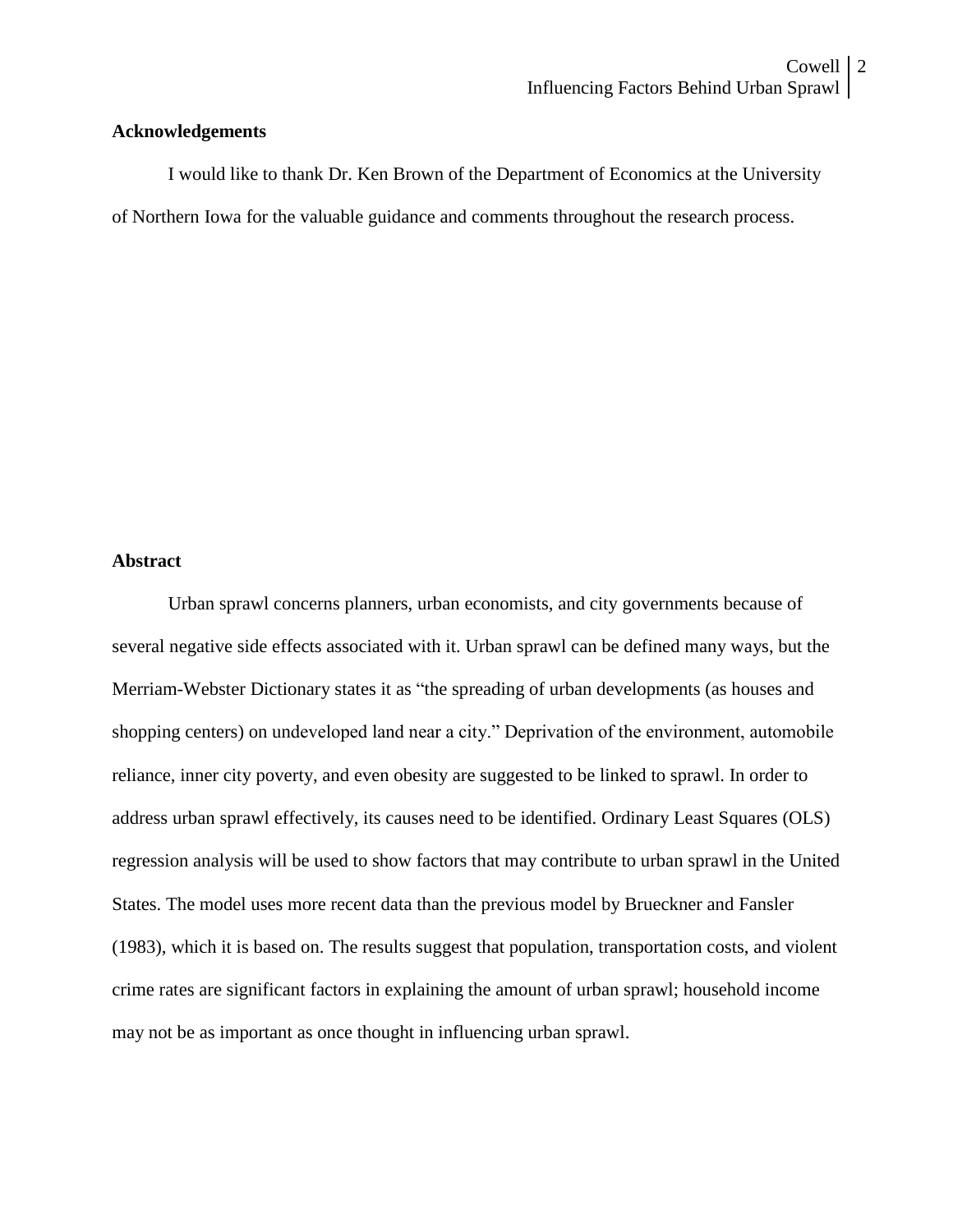## Acknowledgements

I would like to thank Dr. Ken Brown of the Department of Economics at the University of Northern Iowa for the valuable guidance and comments throughout the research process.

## Abstract

Urban sprawl concerns planners, urban economists, and city governments because of several negative side effects associated with it. Urban sprawl can be defined many ways, but the Merriam-Webster Dictionary states it as "the spreading of urban developments (as houses and shopping centers) on undeveloped land near a city." Deprivation of the environment, automobile reliance, inner city poverty, and even obesity are suggested to be linked to sprawl. In order to address urban sprawl effectively, its causes need to be identified. Ordinary Least Squares (OLS) regression analysis will be used to show factors that may contribute to urban sprawl in the United States. The model uses more recent data than the previous model by Brueckner and Fansler (1983), which it is based on. The results suggest that population, transportation costs, and violent crime rates are significant factors in explaining the amount of urban sprawl; household income may not be as important as once thought in influencing urban sprawl.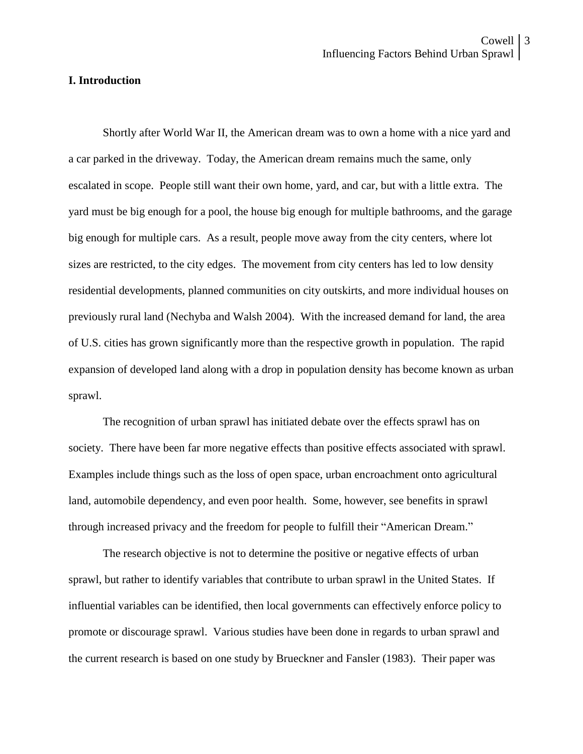## I. Introduction

Shortly after World War II, the American dream was to own a home with a nice yard and a car parked in the driveway. Today, the American dream remains much the same, only escalated in scope. People still want their own home, yard, and car, but with a little extra. The yard must be big enough for a pool, the house big enough for multiple bathrooms, and the garage big enough for multiple cars. As a result, people move away from the city centers, where lot sizes are restricted, to the city edges. The movement from city centers has led to low density residential developments, planned communities on city outskirts, and more individual houses on previously rural land (Nechyba and Walsh 2004). With the increased demand for land, the area of U.S. cities has grown significantly more than the respective growth in population. The rapid expansion of developed land along with a drop in population density has become known as urban sprawl.

The recognition of urban sprawl has initiated debate over the effects sprawl has on society. There have been far more negative effects than positive effects associated with sprawl. Examples include things such as the loss of open space, urban encroachment onto agricultural land, automobile dependency, and even poor health. Some, however, see benefits in sprawl through increased privacy and the freedom for people to fulfill their "American Dream."

The research objective is not to determine the positive or negative effects of urban sprawl, but rather to identify variables that contribute to urban sprawl in the United States. If influential variables can be identified, then local governments can effectively enforce policy to promote or discourage sprawl. Various studies have been done in regards to urban sprawl and the current research is based on one study by Brueckner and Fansler (1983). Their paper was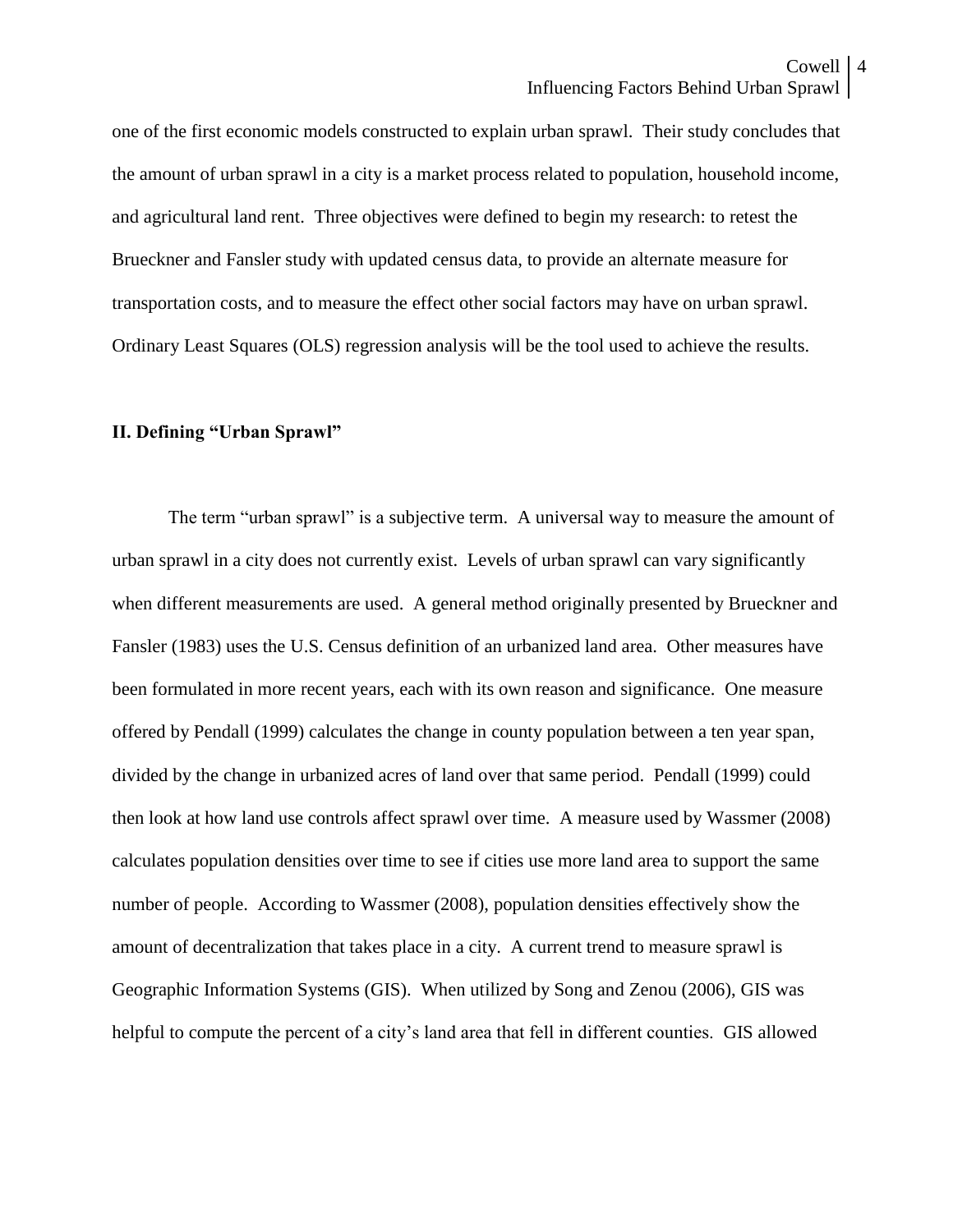one of the first economic models constructed to explain urban sprawl. Their study concludes that the amount of urban sprawl in a city is a market process related to population, household income, and agricultural land rent. Three objectives were defined to begin my research: to retest the Brueckner and Fansler study with updated census data, to provide an alternate measure for transportation costs, and to measure the effect other social factors may have on urban sprawl. Ordinary Least Squares (OLS) regression analysis will be the tool used to achieve the results.

## II. Defining "Urban Sprawl"

The term "urban sprawl" is a subjective term. A universal way to measure the amount of urban sprawl in a city does not currently exist. Levels of urban sprawl can vary significantly when different measurements are used. A general method originally presented by Brueckner and Fansler (1983) uses the U.S. Census definition of an urbanized land area. Other measures have been formulated in more recent years, each with its own reason and significance. One measure offered by Pendall (1999) calculates the change in county population between a ten year span, divided by the change in urbanized acres of land over that same period. Pendall (1999) could then look at how land use controls affect sprawl over time. A measure used by Wassmer (2008) calculates population densities over time to see if cities use more land area to support the same number of people. According to Wassmer (2008), population densities effectively show the amount of decentralization that takes place in a city. A current trend to measure sprawl is Geographic Information Systems (GIS). When utilized by Song and Zenou (2006), GIS was helpful to compute the percent of a city's land area that fell in different counties. GIS allowed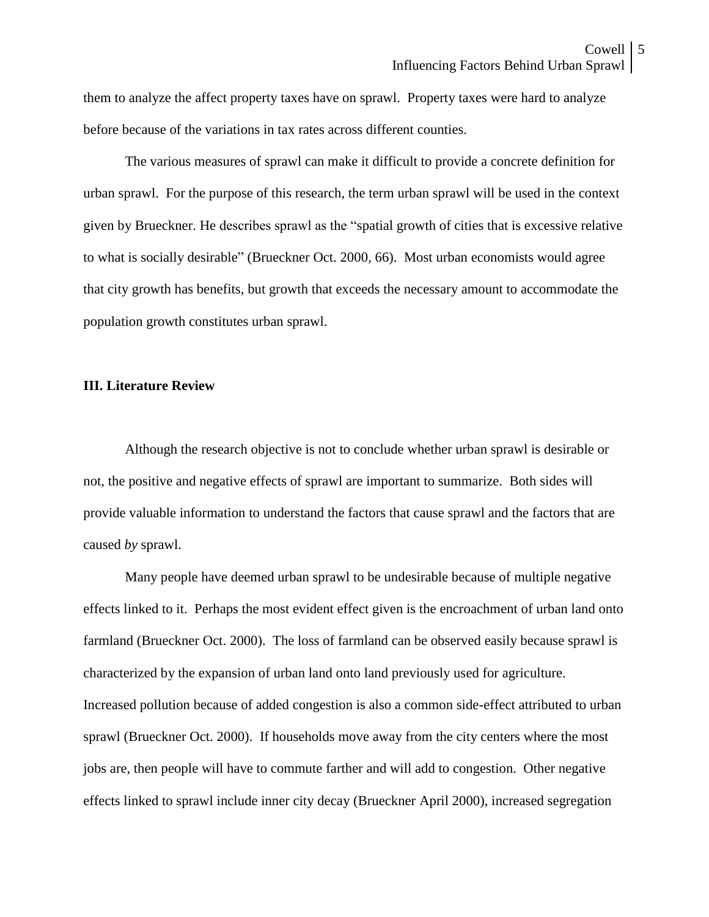them to analyze the affect property taxes have on sprawl. Property taxes were hard to analyze before because of the variations in tax rates across different counties.

The various measures of sprawl can make it difficult to provide a concrete definition for urban sprawl. For the purpose of this research, the term urban sprawl will be used in the context given by Brueckner. He describes sprawl as the "spatial growth of cities that is excessive relative to what is socially desirable" (Brueckner Oct. 2000, 66). Most urban economists would agree that city growth has benefits, but growth that exceeds the necessary amount to accommodate the population growth constitutes urban sprawl.

## III. Literature Review

Although the research objective is not to conclude whether urban sprawl is desirable or not, the positive and negative effects of sprawl are important to summarize. Both sides will provide valuable information to understand the factors that cause sprawl and the factors that are caused *by* sprawl.

Many people have deemed urban sprawl to be undesirable because of multiple negative effects linked to it. Perhaps the most evident effect given is the encroachment of urban land onto farmland (Brueckner Oct. 2000). The loss of farmland can be observed easily because sprawl is characterized by the expansion of urban land onto land previously used for agriculture. Increased pollution because of added congestion is also a common side-effect attributed to urban sprawl (Brueckner Oct. 2000). If households move away from the city centers where the most jobs are, then people will have to commute farther and will add to congestion. Other negative effects linked to sprawl include inner city decay (Brueckner April 2000), increased segregation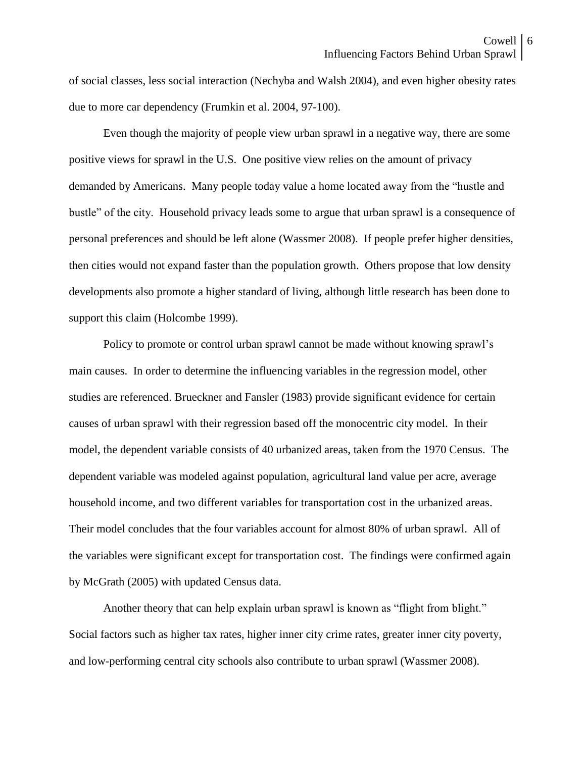of social classes, less social interaction (Nechyba and Walsh 2004), and even higher obesity rates due to more car dependency (Frumkin et al. 2004, 97-100).

Even though the majority of people view urban sprawl in a negative way, there are some positive views for sprawl in the U.S. One positive view relies on the amount of privacy demanded by Americans. Many people today value a home located away from the "hustle and bustle" of the city. Household privacy leads some to argue that urban sprawl is a consequence of personal preferences and should be left alone (Wassmer 2008). If people prefer higher densities, then cities would not expand faster than the population growth. Others propose that low density developments also promote a higher standard of living, although little research has been done to support this claim (Holcombe 1999).

Policy to promote or control urban sprawl cannot be made without knowing sprawl's main causes. In order to determine the influencing variables in the regression model, other studies are referenced. Brueckner and Fansler (1983) provide significant evidence for certain causes of urban sprawl with their regression based off the monocentric city model. In their model, the dependent variable consists of 40 urbanized areas, taken from the 1970 Census. The dependent variable was modeled against population, agricultural land value per acre, average household income, and two different variables for transportation cost in the urbanized areas. Their model concludes that the four variables account for almost 80% of urban sprawl. All of the variables were significant except for transportation cost. The findings were confirmed again by McGrath (2005) with updated Census data.

Another theory that can help explain urban sprawl is known as "flight from blight." Social factors such as higher tax rates, higher inner city crime rates, greater inner city poverty, and low-performing central city schools also contribute to urban sprawl (Wassmer 2008).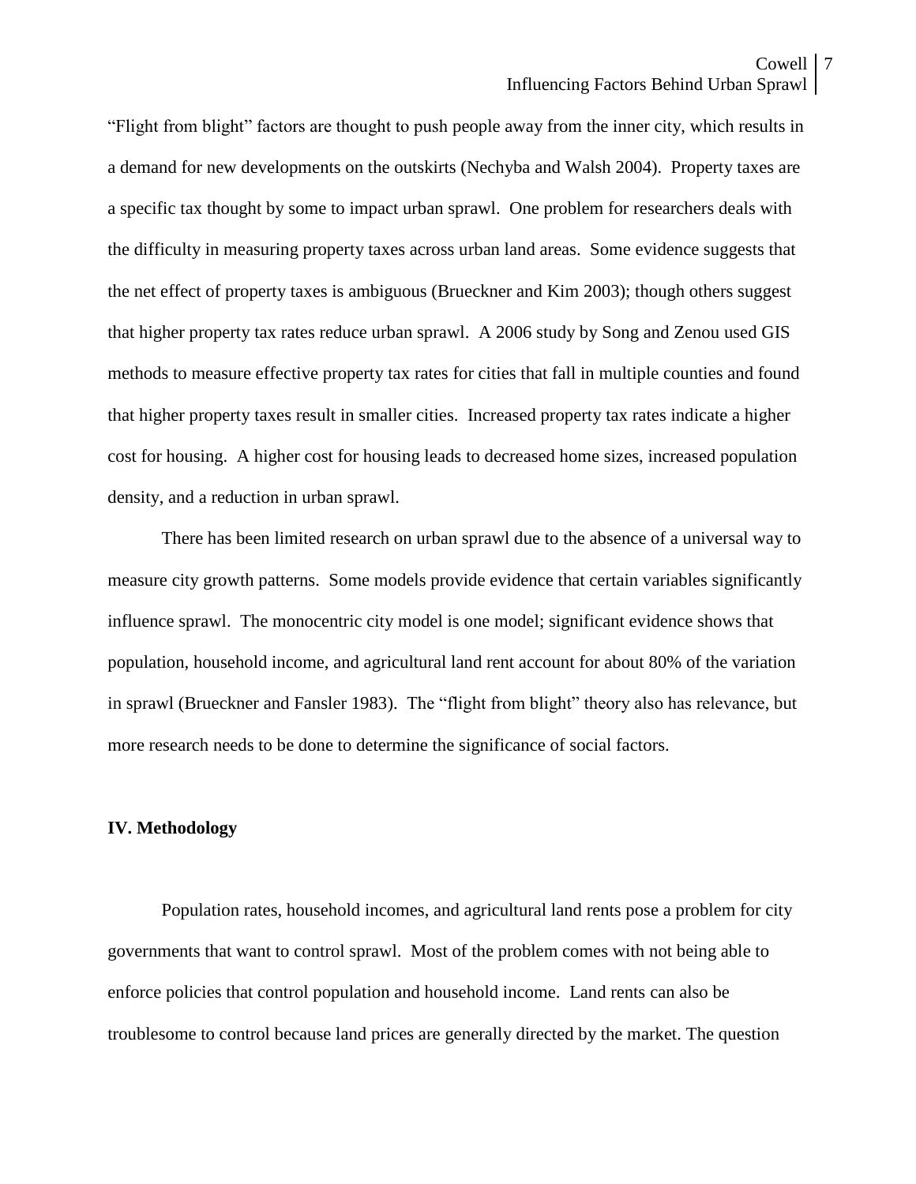"Flight from blight" factors are thought to push people away from the inner city, which results in a demand for new developments on the outskirts (Nechyba and Walsh 2004). Property taxes are a specific tax thought by some to impact urban sprawl. One problem for researchers deals with the difficulty in measuring property taxes across urban land areas. Some evidence suggests that the net effect of property taxes is ambiguous (Brueckner and Kim 2003); though others suggest that higher property tax rates reduce urban sprawl. A 2006 study by Song and Zenou used GIS methods to measure effective property tax rates for cities that fall in multiple counties and found that higher property taxes result in smaller cities. Increased property tax rates indicate a higher cost for housing. A higher cost for housing leads to decreased home sizes, increased population density, and a reduction in urban sprawl.

There has been limited research on urban sprawl due to the absence of a universal way to measure city growth patterns. Some models provide evidence that certain variables significantly influence sprawl. The monocentric city model is one model; significant evidence shows that population, household income, and agricultural land rent account for about 80% of the variation in sprawl (Brueckner and Fansler 1983). The "flight from blight" theory also has relevance, but more research needs to be done to determine the significance of social factors.

## IV. Methodology

Population rates, household incomes, and agricultural land rents pose a problem for city governments that want to control sprawl. Most of the problem comes with not being able to enforce policies that control population and household income. Land rents can also be troublesome to control because land prices are generally directed by the market. The question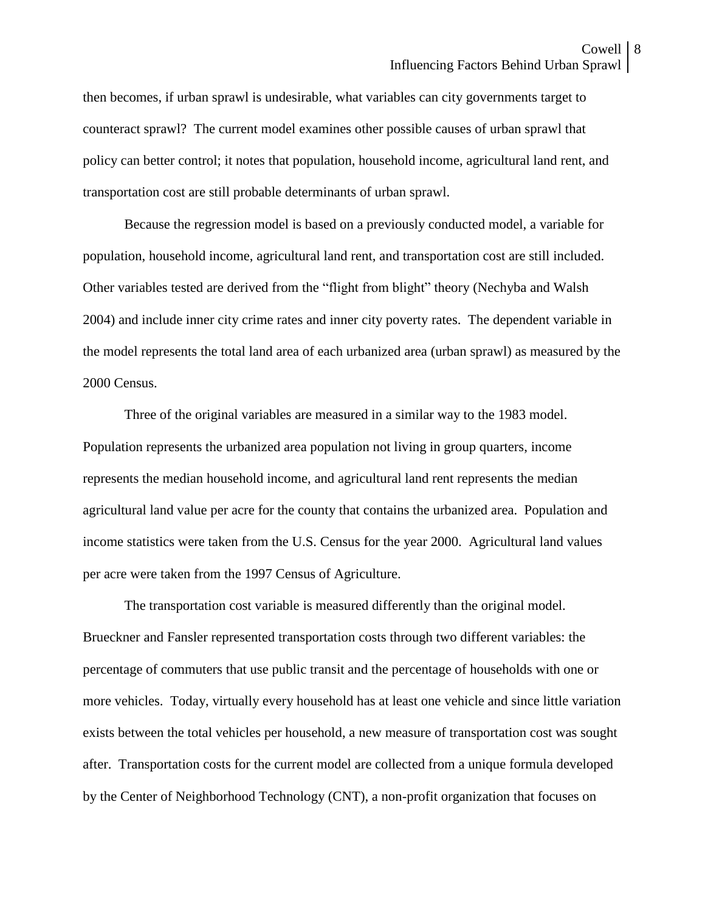then becomes, if urban sprawl is undesirable, what variables can city governments target to counteract sprawl? The current model examines other possible causes of urban sprawl that policy can better control; it notes that population, household income, agricultural land rent, and transportation cost are still probable determinants of urban sprawl.

Because the regression model is based on a previously conducted model, a variable for population, household income, agricultural land rent, and transportation cost are still included. Other variables tested are derived from the "flight from blight" theory (Nechyba and Walsh 2004) and include inner city crime rates and inner city poverty rates. The dependent variable in the model represents the total land area of each urbanized area (urban sprawl) as measured by the 2000 Census.

Three of the original variables are measured in a similar way to the 1983 model. Population represents the urbanized area population not living in group quarters, income represents the median household income, and agricultural land rent represents the median agricultural land value per acre for the county that contains the urbanized area. Population and income statistics were taken from the U.S. Census for the year 2000. Agricultural land values per acre were taken from the 1997 Census of Agriculture.

The transportation cost variable is measured differently than the original model. Brueckner and Fansler represented transportation costs through two different variables: the percentage of commuters that use public transit and the percentage of households with one or more vehicles. Today, virtually every household has at least one vehicle and since little variation exists between the total vehicles per household, a new measure of transportation cost was sought after. Transportation costs for the current model are collected from a unique formula developed by the Center of Neighborhood Technology (CNT), a non-profit organization that focuses on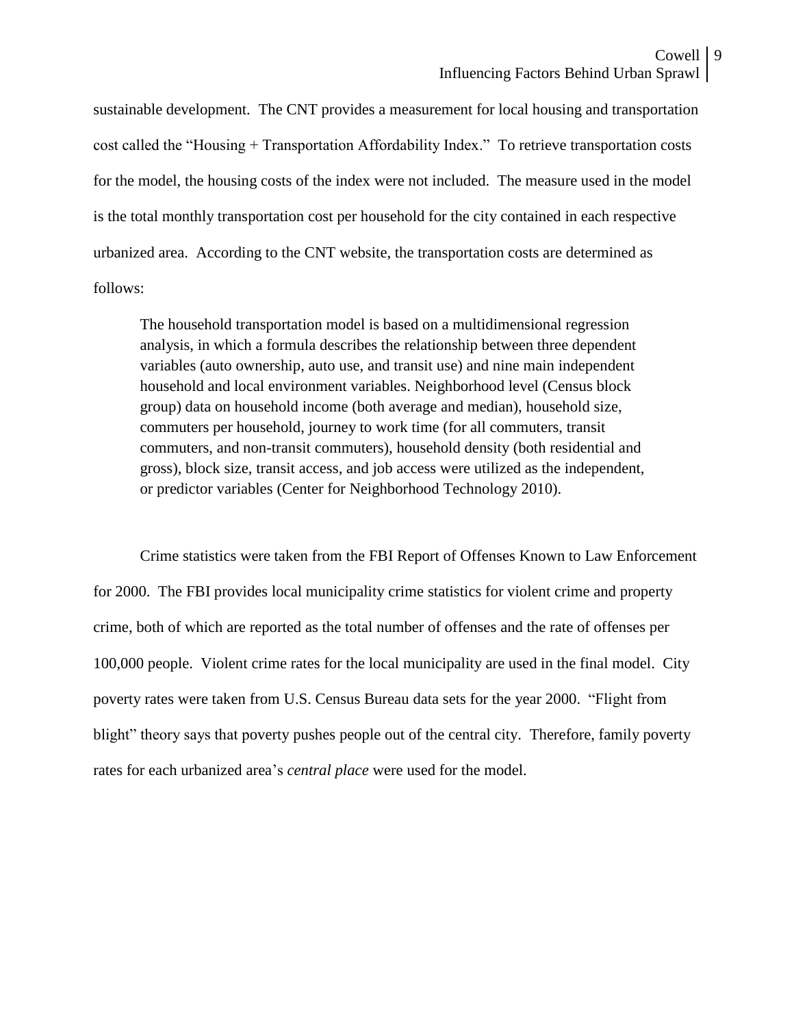sustainable development. The CNT provides a measurement for local housing and transportation cost called the "Housing + Transportation Affordability Index." To retrieve transportation costs for the model, the housing costs of the index were not included. The measure used in the model is the total monthly transportation cost per household for the city contained in each respective urbanized area. According to the CNT website, the transportation costs are determined as follows:

> The household transportation model is based on a multidimensional regression analysis, in which a formula describes the relationship between three dependent variables (auto ownership, auto use, and transit use) and nine main independent household and local environment variables. Neighborhood level (Census block group) data on household income (both average and median), household size, commuters per household, journey to work time (for all commuters, transit commuters, and non-transit commuters), household density (both residential and gross), block size, transit access, and job access were utilized as the independent, or predictor variables (Center for Neighborhood Technology 2010).

Crime statistics were taken from the FBI Report of Offenses Known to Law Enforcement for 2000. The FBI provides local municipality crime statistics for violent crime and property crime, both of which are reported as the total number of offenses and the rate of offenses per 100,000 people. Violent crime rates for the local municipality are used in the final model. City poverty rates were taken from U.S. Census Bureau data sets for the year 2000. "Flight from blight" theory says that poverty pushes people out of the central city. Therefore, family poverty rates for each urbanized area's *central place* were used for the model.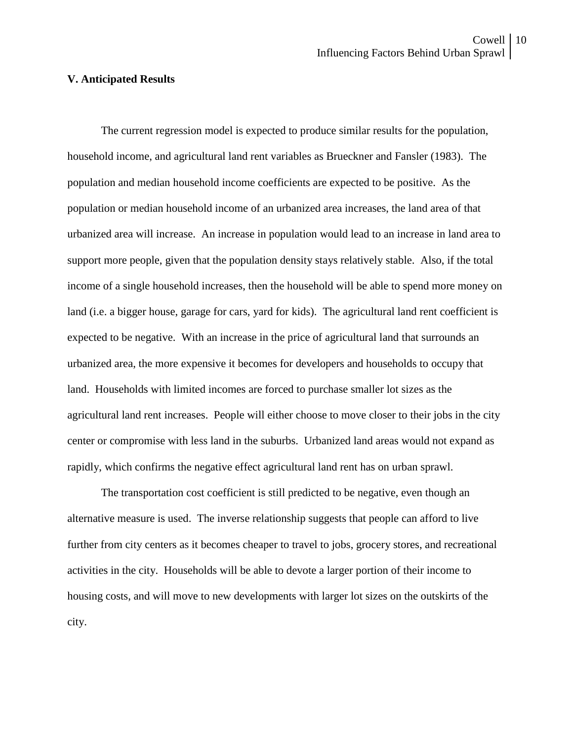### V. Anticipated Results

The current regression model is expected to produce similar results for the population, household income, and agricultural land rent variables as Brueckner and Fansler (1983). The population and median household income coefficients are expected to be positive. As the population or median household income of an urbanized area increases, the land area of that urbanized area will increase. An increase in population would lead to an increase in land area to support more people, given that the population density stays relatively stable. Also, if the total income of a single household increases, then the household will be able to spend more money on land (i.e. a bigger house, garage for cars, yard for kids). The agricultural land rent coefficient is expected to be negative. With an increase in the price of agricultural land that surrounds an urbanized area, the more expensive it becomes for developers and households to occupy that land. Households with limited incomes are forced to purchase smaller lot sizes as the agricultural land rent increases. People will either choose to move closer to their jobs in the city center or compromise with less land in the suburbs. Urbanized land areas would not expand as rapidly, which confirms the negative effect agricultural land rent has on urban sprawl.

The transportation cost coefficient is still predicted to be negative, even though an alternative measure is used. The inverse relationship suggests that people can afford to live further from city centers as it becomes cheaper to travel to jobs, grocery stores, and recreational activities in the city. Households will be able to devote a larger portion of their income to housing costs, and will move to new developments with larger lot sizes on the outskirts of the city.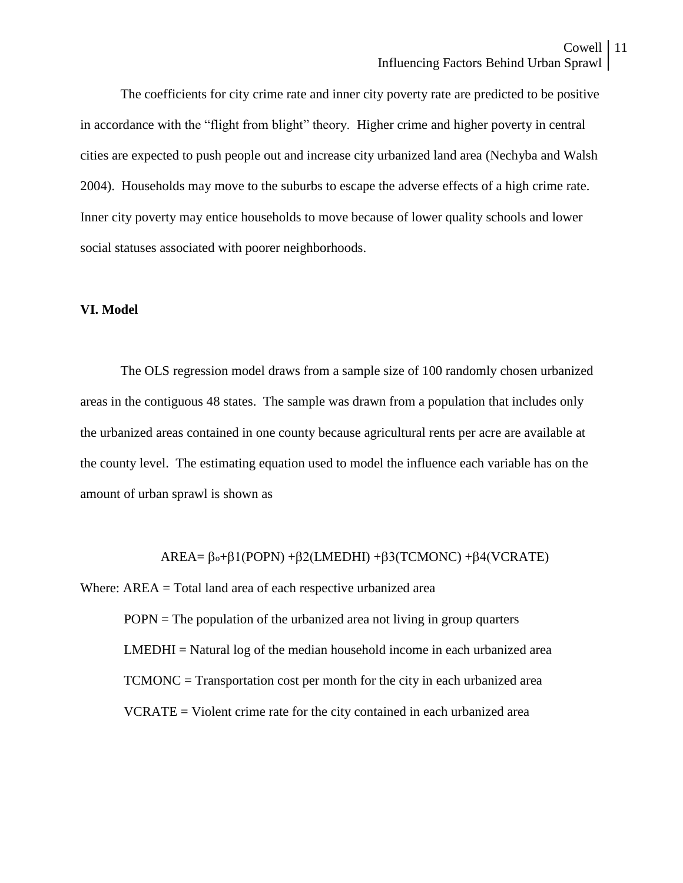The coefficients for city crime rate and inner city poverty rate are predicted to be positive in accordance with the "flight from blight" theory. Higher crime and higher poverty in central cities are expected to push people out and increase city urbanized land area (Nechyba and Walsh 2004). Households may move to the suburbs to escape the adverse effects of a high crime rate. Inner city poverty may entice households to move because of lower quality schools and lower social statuses associated with poorer neighborhoods.

**VI. Model**

The OLS regression model draws from a sample size of 100 randomly chosen urbanized areas in the contiguous 48 states. The sample was drawn from a population that includes only the urbanized areas contained in one county because agricultural rents per acre are available at the county level. The estimating equation used to model the influence each variable has on the amount of urban sprawl is shown as

$$AREA = \beta_o + \beta 1(POPN) + \beta 2(LMEDHI) + \beta 3(TCMONC) + \beta 4(VCRATE)$$

Where: AREA = Total land area of each respective urbanized area

POPN = The population of the urbanized area not living in group quarters

LMEDHI = Natural log of the median household income in each urbanized area

TCMONC = Transportation cost per month for the city in each urbanized area

VCRATE = Violent crime rate for the city contained in each urbanized area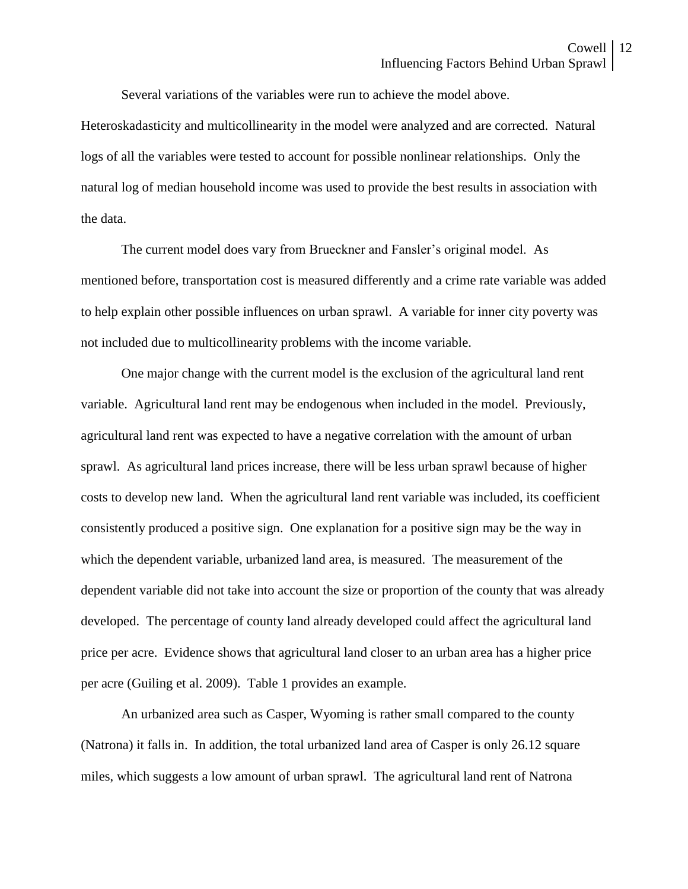Several variations of the variables were run to achieve the model above. Heteroskadasticity and multicollinearity in the model were analyzed and are corrected. Natural logs of all the variables were tested to account for possible nonlinear relationships. Only the natural log of median household income was used to provide the best results in association with the data.

The current model does vary from Brueckner and Fansler's original model. As mentioned before, transportation cost is measured differently and a crime rate variable was added to help explain other possible influences on urban sprawl. A variable for inner city poverty was not included due to multicollinearity problems with the income variable.

One major change with the current model is the exclusion of the agricultural land rent variable. Agricultural land rent may be endogenous when included in the model. Previously, agricultural land rent was expected to have a negative correlation with the amount of urban sprawl. As agricultural land prices increase, there will be less urban sprawl because of higher costs to develop new land. When the agricultural land rent variable was included, its coefficient consistently produced a positive sign. One explanation for a positive sign may be the way in which the dependent variable, urbanized land area, is measured. The measurement of the dependent variable did not take into account the size or proportion of the county that was already developed. The percentage of county land already developed could affect the agricultural land price per acre. Evidence shows that agricultural land closer to an urban area has a higher price per acre (Guiling et al. 2009). Table 1 provides an example.

An urbanized area such as Casper, Wyoming is rather small compared to the county (Natrona) it falls in. In addition, the total urbanized land area of Casper is only 26.12 square miles, which suggests a low amount of urban sprawl. The agricultural land rent of Natrona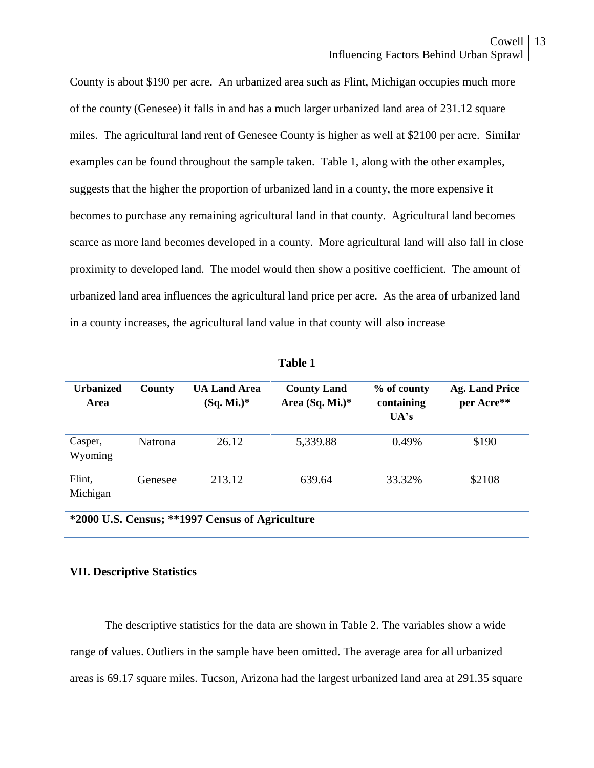County is about $190 per acre. An urbanized area such as Flint, Michigan occupies much more of the county (Genesee) it falls in and has a much larger urbanized land area of 231.12 square miles. The agricultural land rent of Genesee County is higher as well at $2100 per acre. Similar examples can be found throughout the sample taken. Table 1, along with the other examples, suggests that the higher the proportion of urbanized land in a county, the more expensive it becomes to purchase any remaining agricultural land in that county. Agricultural land becomes scarce as more land becomes developed in a county. More agricultural land will also fall in close proximity to developed land. The model would then show a positive coefficient. The amount of urbanized land area influences the agricultural land price per acre. As the area of urbanized land in a county increases, the agricultural land value in that county will also increase

**Table 1**

| **Urbanized Area** | **County** | **UA Land Area (Sq. Mi.)*** | **County Land Area (Sq. Mi.)*** | **% of county containing UA's** | **Ag. Land Price per Acre**** |
|---|---|---|---|---|---|
| Casper, Wyoming | Natrona | 26.12 | 5,339.88 | 0.49% | $190 |
| Flint, Michigan | Genesee | 213.12 | 639.64 | 33.32% | $2108 |

***2000 U.S. Census; **1997 Census of Agriculture**

## VII. Descriptive Statistics

The descriptive statistics for the data are shown in Table 2. The variables show a wide range of values. Outliers in the sample have been omitted. The average area for all urbanized areas is 69.17 square miles. Tucson, Arizona had the largest urbanized land area at 291.35 square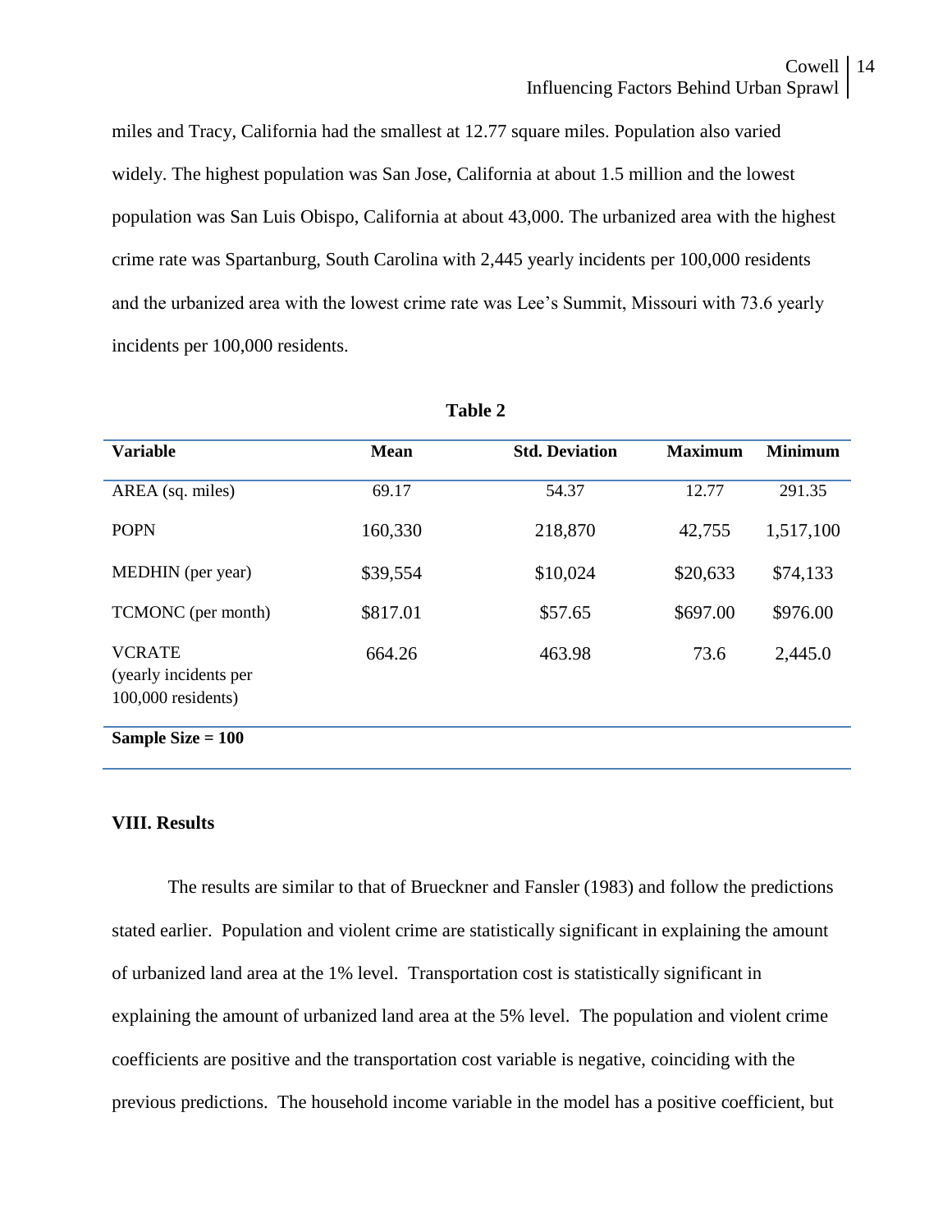miles and Tracy, California had the smallest at 12.77 square miles. Population also varied widely. The highest population was San Jose, California at about 1.5 million and the lowest population was San Luis Obispo, California at about 43,000. The urbanized area with the highest crime rate was Spartanburg, South Carolina with 2,445 yearly incidents per 100,000 residents and the urbanized area with the lowest crime rate was Lee's Summit, Missouri with 73.6 yearly incidents per 100,000 residents.

**Table 2**

| Variable | Mean | Std. Deviation | Maximum | Minimum |
|---|---|---|---|---|
| AREA (sq. miles) | 69.17 | 54.37 | 12.77 | 291.35 |
| POPN | 160,330 | 218,870 | 42,755 | 1,517,100 |
| MEDHIN (per year) | \$39,554 | \$10,024 | \$20,633 | \$74,133 |
| TCMONC (per month) | \$817.01 | \$57.65 | \$697.00 | \$976.00 |
| VCRATE (yearly incidents per 100,000 residents) | 664.26 | 463.98 | 73.6 | 2,445.0 |
| **Sample Size = 100** | | | | |

### VIII. Results

The results are similar to that of Brueckner and Fansler (1983) and follow the predictions stated earlier. Population and violent crime are statistically significant in explaining the amount of urbanized land area at the 1% level. Transportation cost is statistically significant in explaining the amount of urbanized land area at the 5% level. The population and violent crime coefficients are positive and the transportation cost variable is negative, coinciding with the previous predictions. The household income variable in the model has a positive coefficient, but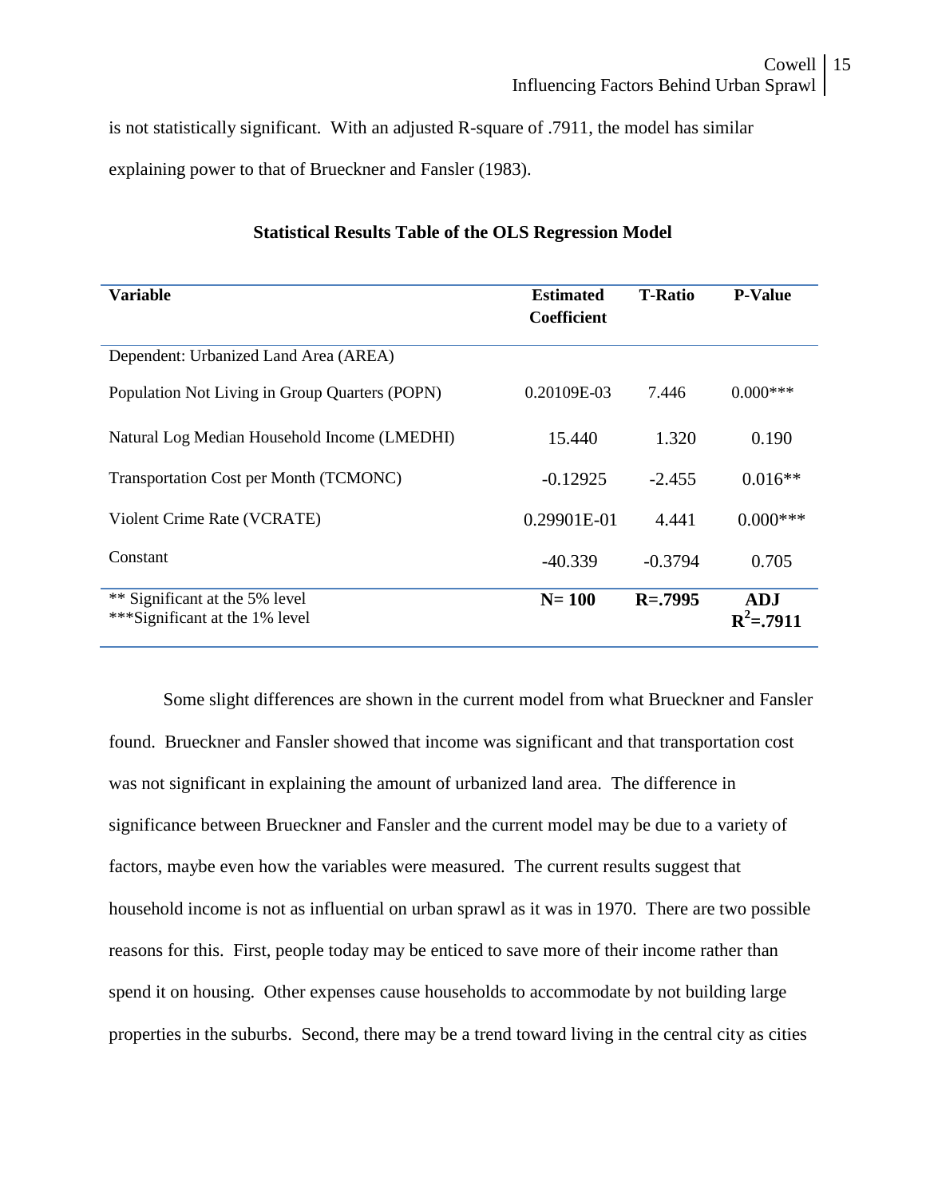is not statistically significant. With an adjusted R-square of .7911, the model has similar explaining power to that of Brueckner and Fansler (1983).

**Statistical Results Table of the OLS Regression Model**

| Variable | Estimated Coefficient | T-Ratio | P-Value |
|---|---|---|---|
| Dependent: Urbanized Land Area (AREA) | | | |
| Population Not Living in Group Quarters (POPN) | 0.20109E-03 | 7.446 | 0.000*** |
| Natural Log Median Household Income (LMEDHI) | 15.440 | 1.320 | 0.190 |
| Transportation Cost per Month (TCMONC) | -0.12925 | -2.455 | 0.016** |
| Violent Crime Rate (VCRATE) | 0.29901E-01 | 4.441 | 0.000*** |
| Constant | -40.339 | -0.3794 | 0.705 |
| ** Significant at the 5% level<br>***Significant at the 1% level | **N= 100** | **R=.7995** | **ADJ $R^2$=.7911** |

Some slight differences are shown in the current model from what Brueckner and Fansler found. Brueckner and Fansler showed that income was significant and that transportation cost was not significant in explaining the amount of urbanized land area. The difference in significance between Brueckner and Fansler and the current model may be due to a variety of factors, maybe even how the variables were measured. The current results suggest that household income is not as influential on urban sprawl as it was in 1970. There are two possible reasons for this. First, people today may be enticed to save more of their income rather than spend it on housing. Other expenses cause households to accommodate by not building large properties in the suburbs. Second, there may be a trend toward living in the central city as cities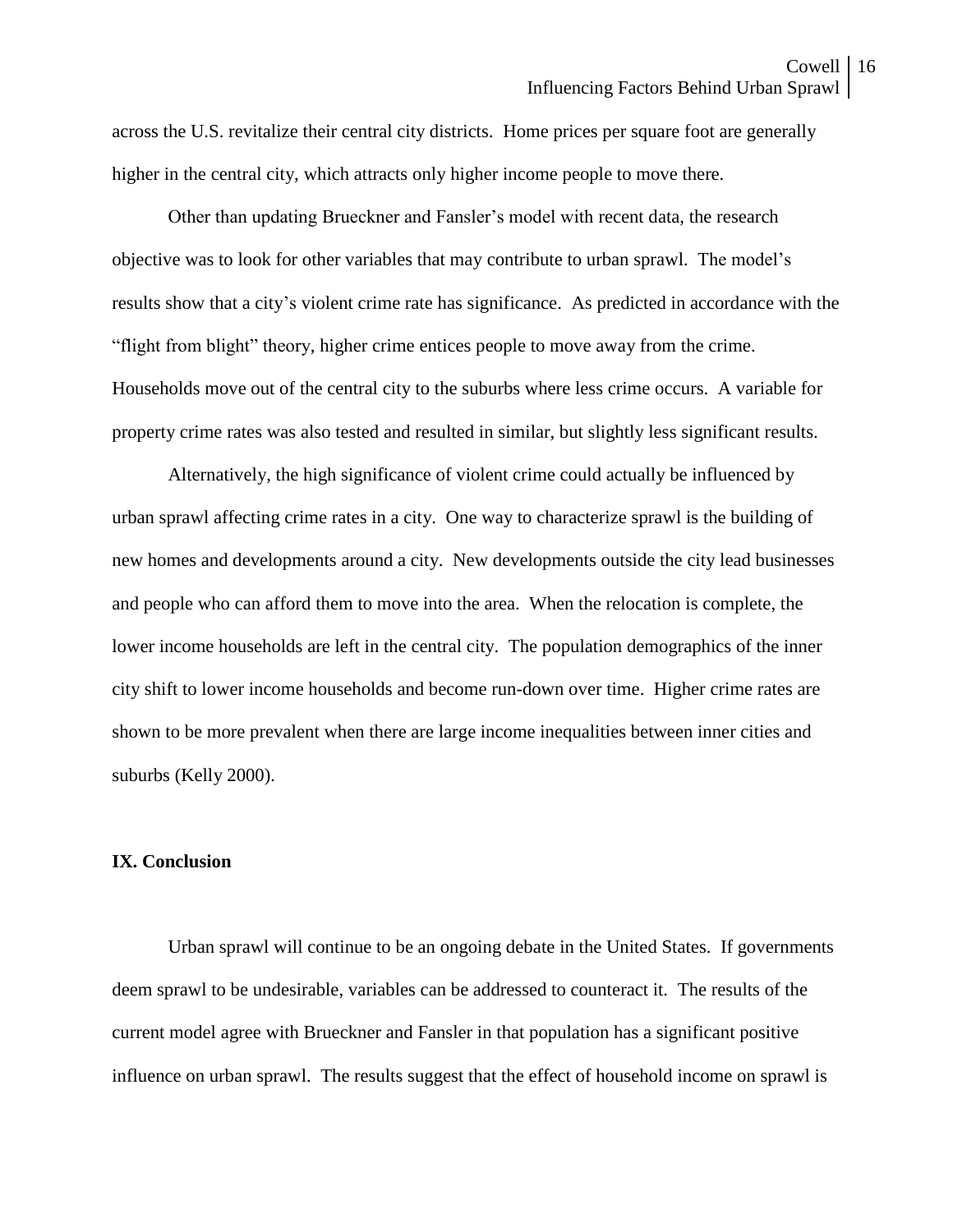across the U.S. revitalize their central city districts. Home prices per square foot are generally higher in the central city, which attracts only higher income people to move there.

Other than updating Brueckner and Fansler's model with recent data, the research objective was to look for other variables that may contribute to urban sprawl. The model's results show that a city's violent crime rate has significance. As predicted in accordance with the "flight from blight" theory, higher crime entices people to move away from the crime. Households move out of the central city to the suburbs where less crime occurs. A variable for property crime rates was also tested and resulted in similar, but slightly less significant results.

Alternatively, the high significance of violent crime could actually be influenced by urban sprawl affecting crime rates in a city. One way to characterize sprawl is the building of new homes and developments around a city. New developments outside the city lead businesses and people who can afford them to move into the area. When the relocation is complete, the lower income households are left in the central city. The population demographics of the inner city shift to lower income households and become run-down over time. Higher crime rates are shown to be more prevalent when there are large income inequalities between inner cities and suburbs (Kelly 2000).

## IX. Conclusion

Urban sprawl will continue to be an ongoing debate in the United States. If governments deem sprawl to be undesirable, variables can be addressed to counteract it. The results of the current model agree with Brueckner and Fansler in that population has a significant positive influence on urban sprawl. The results suggest that the effect of household income on sprawl is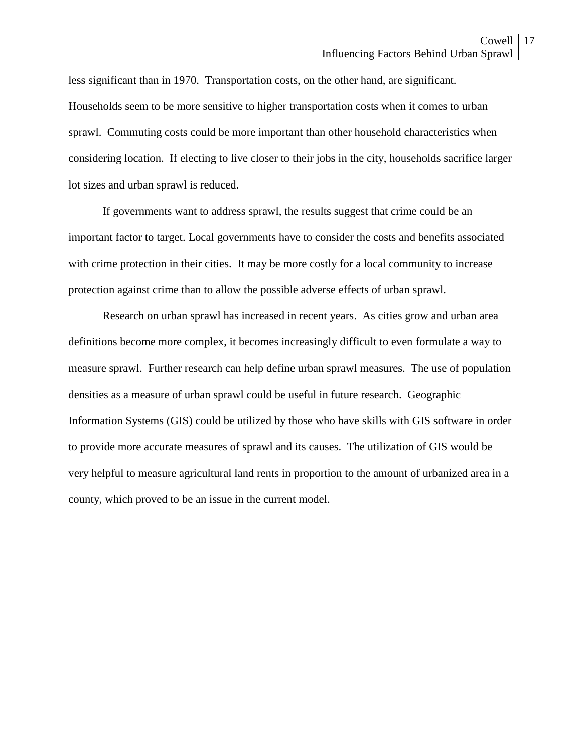less significant than in 1970. Transportation costs, on the other hand, are significant. Households seem to be more sensitive to higher transportation costs when it comes to urban sprawl. Commuting costs could be more important than other household characteristics when considering location. If electing to live closer to their jobs in the city, households sacrifice larger lot sizes and urban sprawl is reduced.

If governments want to address sprawl, the results suggest that crime could be an important factor to target. Local governments have to consider the costs and benefits associated with crime protection in their cities. It may be more costly for a local community to increase protection against crime than to allow the possible adverse effects of urban sprawl.

Research on urban sprawl has increased in recent years. As cities grow and urban area definitions become more complex, it becomes increasingly difficult to even formulate a way to measure sprawl. Further research can help define urban sprawl measures. The use of population densities as a measure of urban sprawl could be useful in future research. Geographic Information Systems (GIS) could be utilized by those who have skills with GIS software in order to provide more accurate measures of sprawl and its causes. The utilization of GIS would be very helpful to measure agricultural land rents in proportion to the amount of urbanized area in a county, which proved to be an issue in the current model.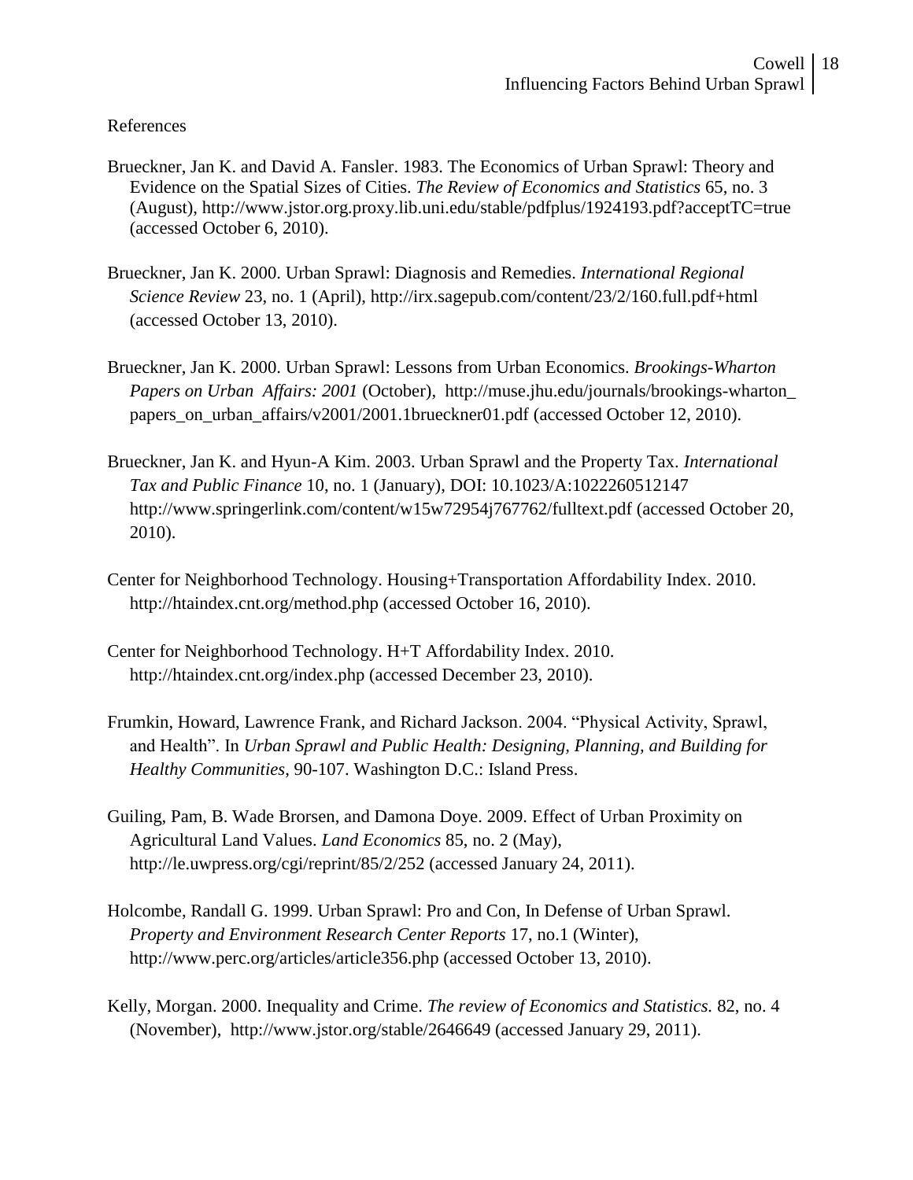References

Brueckner, Jan K. and David A. Fansler. 1983. The Economics of Urban Sprawl: Theory and Evidence on the Spatial Sizes of Cities. *The Review of Economics and Statistics* 65, no. 3 (August), http://www.jstor.org.proxy.lib.uni.edu/stable/pdfplus/1924193.pdf?acceptTC=true (accessed October 6, 2010).

Brueckner, Jan K. 2000. Urban Sprawl: Diagnosis and Remedies. *International Regional Science Review* 23, no. 1 (April), http://irx.sagepub.com/content/23/2/160.full.pdf+html (accessed October 13, 2010).

Brueckner, Jan K. 2000. Urban Sprawl: Lessons from Urban Economics. *Brookings-Wharton Papers on Urban Affairs: 2001* (October), http://muse.jhu.edu/journals/brookings-wharton_papers_on_urban_affairs/v2001/2001.1brueckner01.pdf (accessed October 12, 2010).

Brueckner, Jan K. and Hyun-A Kim. 2003. Urban Sprawl and the Property Tax. *International Tax and Public Finance* 10, no. 1 (January), DOI: 10.1023/A:1022260512147 http://www.springerlink.com/content/w15w72954j767762/fulltext.pdf (accessed October 20, 2010).

Center for Neighborhood Technology. Housing+Transportation Affordability Index. 2010. http://htaindex.cnt.org/method.php (accessed October 16, 2010).

Center for Neighborhood Technology. H+T Affordability Index. 2010. http://htaindex.cnt.org/index.php (accessed December 23, 2010).

Frumkin, Howard, Lawrence Frank, and Richard Jackson. 2004. "Physical Activity, Sprawl, and Health". In *Urban Sprawl and Public Health: Designing, Planning, and Building for Healthy Communities*, 90-107. Washington D.C.: Island Press.

Guiling, Pam, B. Wade Brorsen, and Damona Doye. 2009. Effect of Urban Proximity on Agricultural Land Values. *Land Economics* 85, no. 2 (May), http://le.uwpress.org/cgi/reprint/85/2/252 (accessed January 24, 2011).

Holcombe, Randall G. 1999. Urban Sprawl: Pro and Con, In Defense of Urban Sprawl. *Property and Environment Research Center Reports* 17, no.1 (Winter), http://www.perc.org/articles/article356.php (accessed October 13, 2010).

Kelly, Morgan. 2000. Inequality and Crime. *The review of Economics and Statistics.* 82, no. 4 (November), http://www.jstor.org/stable/2646649 (accessed January 29, 2011).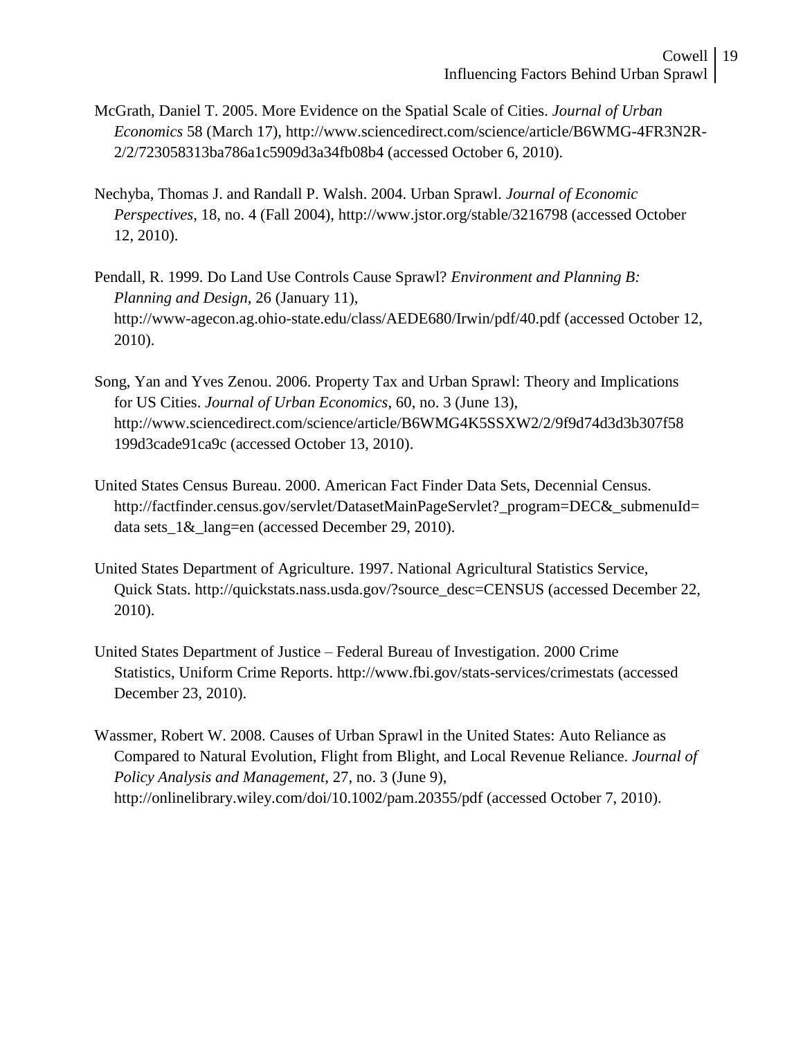McGrath, Daniel T. 2005. More Evidence on the Spatial Scale of Cities. *Journal of Urban Economics* 58 (March 17), http://www.sciencedirect.com/science/article/B6WMG-4FR3N2R-2/2/723058313ba786a1c5909d3a34fb08b4 (accessed October 6, 2010).

Nechyba, Thomas J. and Randall P. Walsh. 2004. Urban Sprawl. *Journal of Economic Perspectives*, 18, no. 4 (Fall 2004), http://www.jstor.org/stable/3216798 (accessed October 12, 2010).

Pendall, R. 1999. Do Land Use Controls Cause Sprawl? *Environment and Planning B: Planning and Design*, 26 (January 11), http://www-agecon.ag.ohio-state.edu/class/AEDE680/Irwin/pdf/40.pdf (accessed October 12, 2010).

Song, Yan and Yves Zenou. 2006. Property Tax and Urban Sprawl: Theory and Implications for US Cities. *Journal of Urban Economics*, 60, no. 3 (June 13), http://www.sciencedirect.com/science/article/B6WMG4K5SSXW2/2/9f9d74d3d3b307f58199d3cade91ca9c (accessed October 13, 2010).

United States Census Bureau. 2000. American Fact Finder Data Sets, Decennial Census. http://factfinder.census.gov/servlet/DatasetMainPageServlet?_program=DEC&_submenuId=data sets_1&_lang=en (accessed December 29, 2010).

United States Department of Agriculture. 1997. National Agricultural Statistics Service, Quick Stats. http://quickstats.nass.usda.gov/?source_desc=CENSUS (accessed December 22, 2010).

United States Department of Justice – Federal Bureau of Investigation. 2000 Crime Statistics, Uniform Crime Reports. http://www.fbi.gov/stats-services/crimestats (accessed December 23, 2010).

Wassmer, Robert W. 2008. Causes of Urban Sprawl in the United States: Auto Reliance as Compared to Natural Evolution, Flight from Blight, and Local Revenue Reliance. *Journal of Policy Analysis and Management*, 27, no. 3 (June 9), http://onlinelibrary.wiley.com/doi/10.1002/pam.20355/pdf (accessed October 7, 2010).